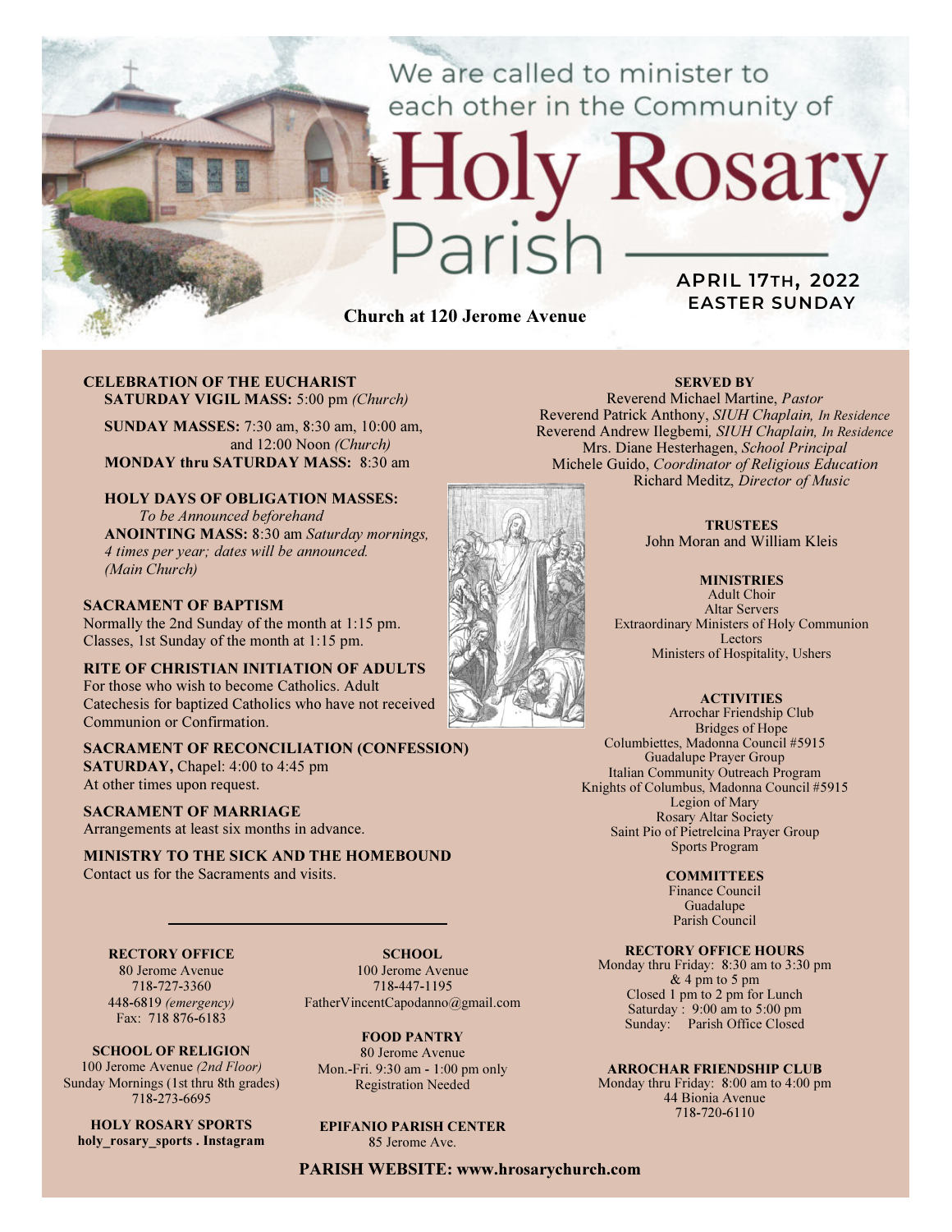We are called to minister to each other in the Community of

# Holy Rosary Parish

**APRIL 17TH, 2022**
**EASTER SUNDAY**

**Church at 120 Jerome Avenue**

**CELEBRATION OF THE EUCHARIST**
**SATURDAY VIGIL MASS:** 5:00 pm *(Church)*

**SUNDAY MASSES:** 7:30 am, 8:30 am, 10:00 am, and 12:00 Noon *(Church)*
**MONDAY thru SATURDAY MASS:** 8:30 am

**HOLY DAYS OF OBLIGATION MASSES:**
*To be Announced beforehand*
**ANOINTING MASS:** 8:30 am *Saturday mornings, 4 times per year; dates will be announced. (Main Church)*

**SACRAMENT OF BAPTISM**
Normally the 2nd Sunday of the month at 1:15 pm.
Classes, 1st Sunday of the month at 1:15 pm.

**RITE OF CHRISTIAN INITIATION OF ADULTS**
For those who wish to become Catholics. Adult Catechesis for baptized Catholics who have not received Communion or Confirmation.

**SACRAMENT OF RECONCILIATION (CONFESSION)**
**SATURDAY,** Chapel: 4:00 to 4:45 pm
At other times upon request.

**SACRAMENT OF MARRIAGE**
Arrangements at least six months in advance.

**MINISTRY TO THE SICK AND THE HOMEBOUND**
Contact us for the Sacraments and visits.

**SERVED BY**
Reverend Michael Martine, *Pastor*
Reverend Patrick Anthony, *SIUH Chaplain, In Residence*
Reverend Andrew Ilegbemi*, SIUH Chaplain, In Residence*
Mrs. Diane Hesterhagen, *School Principal*
Michele Guido, *Coordinator of Religious Education*
Richard Meditz, *Director of Music*

**TRUSTEES**
John Moran and William Kleis

**MINISTRIES**
Adult Choir
Altar Servers
Extraordinary Ministers of Holy Communion
Lectors
Ministers of Hospitality, Ushers

**ACTIVITIES**
Arrochar Friendship Club
Bridges of Hope
Columbiettes, Madonna Council #5915
Guadalupe Prayer Group
Italian Community Outreach Program
Knights of Columbus, Madonna Council #5915
Legion of Mary
Rosary Altar Society
Saint Pio of Pietrelcina Prayer Group
Sports Program

**COMMITTEES**
Finance Council
Guadalupe
Parish Council

**RECTORY OFFICE**
80 Jerome Avenue
718-727-3360
448-6819 *(emergency)*
Fax: 718 876-6183

**SCHOOL OF RELIGION**
100 Jerome Avenue *(2nd Floor)*
Sunday Mornings (1st thru 8th grades)
718-273-6695

**HOLY ROSARY SPORTS**
**holy_rosary_sports . Instagram**

**SCHOOL**
100 Jerome Avenue
718-447-1195
FatherVincentCapodanno@gmail.com

**FOOD PANTRY**
80 Jerome Avenue
Mon.-Fri. 9:30 am - 1:00 pm only
Registration Needed

**EPIFANIO PARISH CENTER**
85 Jerome Ave.

**RECTORY OFFICE HOURS**
Monday thru Friday: 8:30 am to 3:30 pm & 4 pm to 5 pm
Closed 1 pm to 2 pm for Lunch
Saturday : 9:00 am to 5:00 pm
Sunday: Parish Office Closed

**ARROCHAR FRIENDSHIP CLUB**
Monday thru Friday: 8:00 am to 4:00 pm
44 Bionia Avenue
718-720-6110

**PARISH WEBSITE: www.hrosarychurch.com**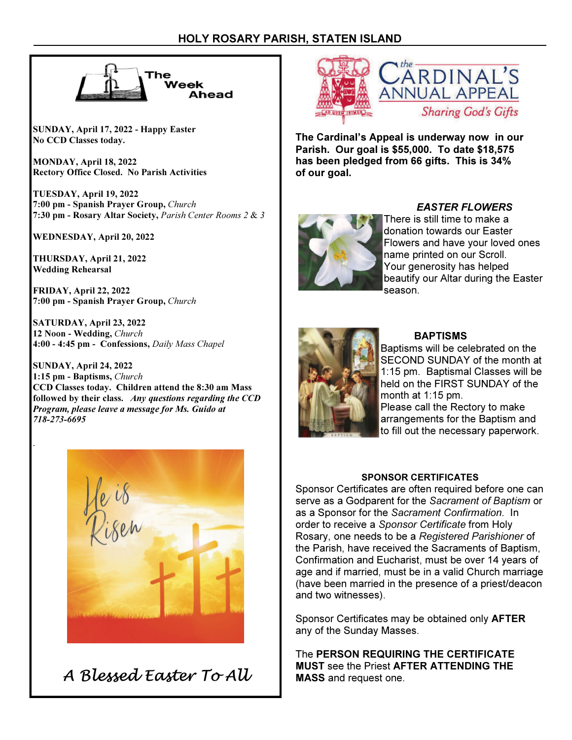## The Week Ahead

**SUNDAY, April 17, 2022 - Happy Easter**
**No CCD Classes today.**

**MONDAY, April 18, 2022**
**Rectory Office Closed. No Parish Activities**

**TUESDAY, April 19, 2022**
**7:00 pm - Spanish Prayer Group,** *Church*
**7:30 pm - Rosary Altar Society,** *Parish Center Rooms 2 & 3*

**WEDNESDAY, April 20, 2022**

**THURSDAY, April 21, 2022**
**Wedding Rehearsal**

**FRIDAY, April 22, 2022**
**7:00 pm - Spanish Prayer Group,** *Church*

**SATURDAY, April 23, 2022**
**12 Noon - Wedding,** *Church*
**4:00 - 4:45 pm - Confessions,** *Daily Mass Chapel*

**SUNDAY, April 24, 2022**
**1:15 pm - Baptisms,** *Church*
**CCD Classes today. Children attend the 8:30 am Mass followed by their class.** ***Any questions regarding the CCD Program, please leave a message for Ms. Guido at 718-273-6695***

He is Risen

*A Blessed Easter To All*

## The Cardinal's Annual Appeal

*Sharing God's Gifts*

**The Cardinal's Appeal is underway now in our Parish. Our goal is $55,000. To date $18,575 has been pledged from 66 gifts. This is 34% of our goal.**

### *EASTER FLOWERS*

There is still time to make a donation towards our Easter Flowers and have your loved ones name printed on our Scroll. Your generosity has helped beautify our Altar during the Easter season.

### BAPTISMS

Baptisms will be celebrated on the SECOND SUNDAY of the month at 1:15 pm. Baptismal Classes will be held on the FIRST SUNDAY of the month at 1:15 pm.
Please call the Rectory to make arrangements for the Baptism and to fill out the necessary paperwork.

### SPONSOR CERTIFICATES

Sponsor Certificates are often required before one can serve as a Godparent for the *Sacrament of Baptism* or as a Sponsor for the *Sacrament Confirmation.* In order to receive a *Sponsor Certificate* from Holy Rosary, one needs to be a *Registered Parishioner* of the Parish, have received the Sacraments of Baptism, Confirmation and Eucharist, must be over 14 years of age and if married, must be in a valid Church marriage (have been married in the presence of a priest/deacon and two witnesses).

Sponsor Certificates may be obtained only **AFTER** any of the Sunday Masses.

The **PERSON REQUIRING THE CERTIFICATE MUST** see the Priest **AFTER ATTENDING THE MASS** and request one.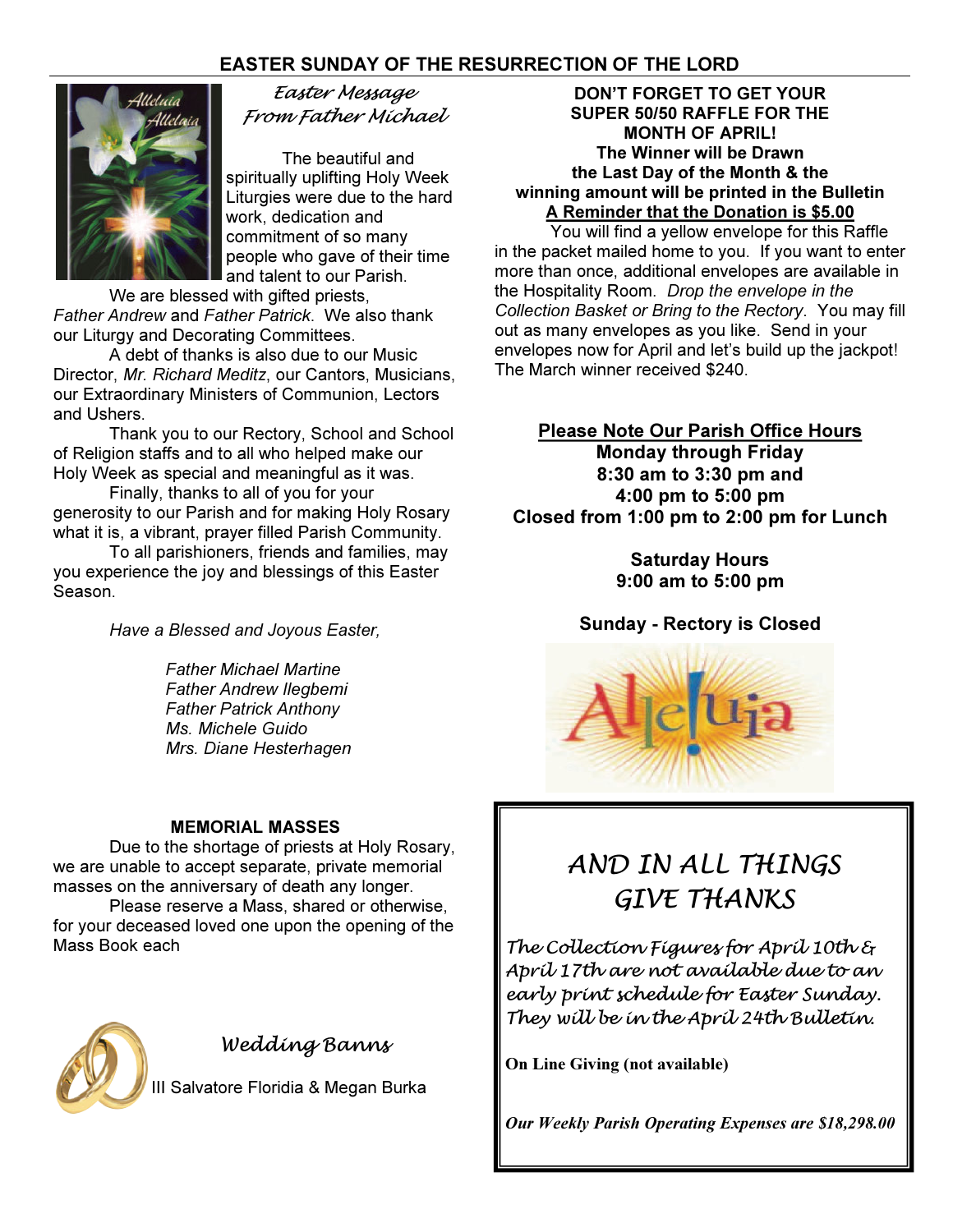# EASTER SUNDAY OF THE RESURRECTION OF THE LORD

## *Easter Message From Father Michael*

The beautiful and spiritually uplifting Holy Week Liturgies were due to the hard work, dedication and commitment of so many people who gave of their time and talent to our Parish.

We are blessed with gifted priests, *Father Andrew* and *Father Patrick*. We also thank our Liturgy and Decorating Committees.

A debt of thanks is also due to our Music Director, *Mr. Richard Meditz*, our Cantors, Musicians, our Extraordinary Ministers of Communion, Lectors and Ushers.

Thank you to our Rectory, School and School of Religion staffs and to all who helped make our Holy Week as special and meaningful as it was.

Finally, thanks to all of you for your generosity to our Parish and for making Holy Rosary what it is, a vibrant, prayer filled Parish Community.

To all parishioners, friends and families, may you experience the joy and blessings of this Easter Season.

*Have a Blessed and Joyous Easter,*

*Father Michael Martine*
*Father Andrew Ilegbemi*
*Father Patrick Anthony*
*Ms. Michele Guido*
*Mrs. Diane Hesterhagen*

## MEMORIAL MASSES

Due to the shortage of priests at Holy Rosary, we are unable to accept separate, private memorial masses on the anniversary of death any longer.

Please reserve a Mass, shared or otherwise, for your deceased loved one upon the opening of the Mass Book each

## *Wedding Banns*

III Salvatore Floridia & Megan Burka

**DON'T FORGET TO GET YOUR SUPER 50/50 RAFFLE FOR THE MONTH OF APRIL!**
**The Winner will be Drawn the Last Day of the Month & the winning amount will be printed in the Bulletin**
**<u>A Reminder that the Donation is $5.00</u>**

You will find a yellow envelope for this Raffle in the packet mailed home to you. If you want to enter more than once, additional envelopes are available in the Hospitality Room. *Drop the envelope in the Collection Basket or Bring to the Rectory*. You may fill out as many envelopes as you like. Send in your envelopes now for April and let's build up the jackpot! The March winner received $240.

**<u>Please Note Our Parish Office Hours</u>**
**Monday through Friday**
**8:30 am to 3:30 pm and**
**4:00 pm to 5:00 pm**
**Closed from 1:00 pm to 2:00 pm for Lunch**

**Saturday Hours**
**9:00 am to 5:00 pm**

**Sunday - Rectory is Closed**

## *AND IN ALL THINGS GIVE THANKS*

*The Collection Figures for April 10th & April 17th are not available due to an early print schedule for Easter Sunday. They will be in the April 24th Bulletin.*

**On Line Giving (not available)**

***Our Weekly Parish Operating Expenses are $18,298.00***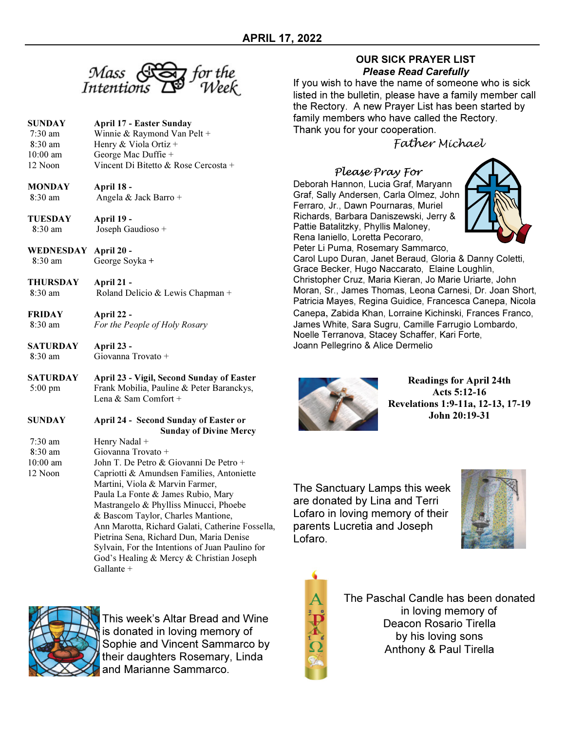## APRIL 17, 2022

# Mass Intentions for the Week

**SUNDAY** — **April 17 - Easter Sunday**
- 7:30 am — Winnie & Raymond Van Pelt +
- 8:30 am — Henry & Viola Ortiz +
- 10:00 am — George Mac Duffie +
- 12 Noon — Vincent Di Bitetto & Rose Cercosta +

**MONDAY** — **April 18 -**
- 8:30 am — Angela & Jack Barro +

**TUESDAY** — **April 19 -**
- 8:30 am — Joseph Gaudioso +

**WEDNESDAY** — **April 20 -**
- 8:30 am — George Soyka +

**THURSDAY** — **April 21 -**
- 8:30 am — Roland Delicio & Lewis Chapman +

**FRIDAY** — **April 22 -**
- 8:30 am — *For the People of Holy Rosary*

**SATURDAY** — **April 23 -**
- 8:30 am — Giovanna Trovato +

**SATURDAY** — **April 23 - Vigil, Second Sunday of Easter**
- 5:00 pm — Frank Mobilia, Pauline & Peter Baranckys, Lena & Sam Comfort +

**SUNDAY** — **April 24 - Second Sunday of Easter or Sunday of Divine Mercy**
- 7:30 am — Henry Nadal +
- 8:30 am — Giovanna Trovato +
- 10:00 am — John T. De Petro & Giovanni De Petro +
- 12 Noon — Capriotti & Amundsen Families, Antoniette Martini, Viola & Marvin Farmer, Paula La Fonte & James Rubio, Mary Mastrangelo & Phylliss Minucci, Phoebe & Bascom Taylor, Charles Mantione, Ann Marotta, Richard Galati, Catherine Fossella, Pietrina Sena, Richard Dun, Maria Denise Sylvain, For the Intentions of Juan Paulino for God's Healing & Mercy & Christian Joseph Gallante +

This week's Altar Bread and Wine is donated in loving memory of Sophie and Vincent Sammarco by their daughters Rosemary, Linda and Marianne Sammarco.

## OUR SICK PRAYER LIST

***Please Read Carefully***

If you wish to have the name of someone who is sick listed in the bulletin, please have a family member call the Rectory. A new Prayer List has been started by family members who have called the Rectory. Thank you for your cooperation.

*Father Michael*

### *Please Pray For*

Deborah Hannon, Lucia Graf, Maryann Graf, Sally Andersen, Carla Olmez, John Ferraro, Jr., Dawn Pournaras, Muriel Richards, Barbara Daniszewski, Jerry & Pattie Batalitzky, Phyllis Maloney, Rena Ianiello, Loretta Pecoraro, Peter Li Puma, Rosemary Sammarco, Carol Lupo Duran, Janet Beraud, Gloria & Danny Coletti, Grace Becker, Hugo Naccarato, Elaine Loughlin, Christopher Cruz, Maria Kieran, Jo Marie Uriarte, John Moran, Sr., James Thomas, Leona Carnesi, Dr. Joan Short, Patricia Mayes, Regina Guidice, Francesca Canepa, Nicola Canepa, Zabida Khan, Lorraine Kichinski, Frances Franco, James White, Sara Sugru, Camille Farrugio Lombardo, Noelle Terranova, Stacey Schaffer, Kari Forte, Joann Pellegrino & Alice Dermelio

**Readings for April 24th**
**Acts 5:12-16**
**Revelations 1:9-11a, 12-13, 17-19**
**John 20:19-31**

The Sanctuary Lamps this week are donated by Lina and Terri Lofaro in loving memory of their parents Lucretia and Joseph Lofaro.

The Paschal Candle has been donated in loving memory of Deacon Rosario Tirella by his loving sons Anthony & Paul Tirella